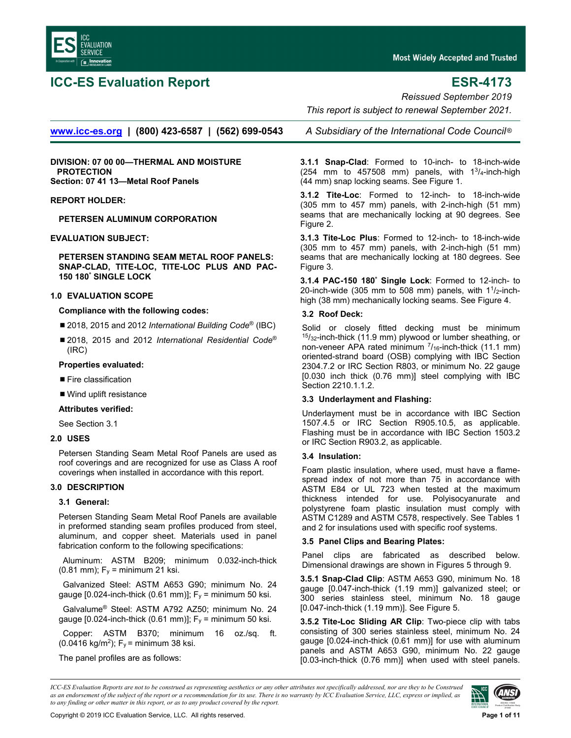# ICC-ES Evaluation Report

# ESR-4173

*Reissued September 2019*

*This report is subject to renewal September 2021.*

www.icc-es.org | (800) 423-6587 | (562) 699-0543 *A Subsidiary of the International Code Council®*

**DIVISION: 07 00 00—THERMAL AND MOISTURE PROTECTION**
**Section: 07 41 13—Metal Roof Panels**

**REPORT HOLDER:**

**PETERSEN ALUMINUM CORPORATION**

**EVALUATION SUBJECT:**

**PETERSEN STANDING SEAM METAL ROOF PANELS: SNAP-CLAD, TITE-LOC, TITE-LOC PLUS AND PAC-150 180˚ SINGLE LOCK**

## 1.0 EVALUATION SCOPE

**Compliance with the following codes:**

- 2018, 2015 and 2012 *International Building Code®* (IBC)
- 2018, 2015 and 2012 *International Residential Code®* (IRC)

**Properties evaluated:**

- Fire classification
- Wind uplift resistance

**Attributes verified:**

See Section 3.1

## 2.0 USES

Petersen Standing Seam Metal Roof Panels are used as roof coverings and are recognized for use as Class A roof coverings when installed in accordance with this report.

## 3.0 DESCRIPTION

### 3.1 General:

Petersen Standing Seam Metal Roof Panels are available in preformed standing seam profiles produced from steel, aluminum, and copper sheet. Materials used in panel fabrication conform to the following specifications:

Aluminum: ASTM B209; minimum 0.032-inch-thick (0.81 mm); $F_y$ = minimum 21 ksi.

Galvanized Steel: ASTM A653 G90; minimum No. 24 gauge [0.024-inch-thick (0.61 mm)]; $F_y$ = minimum 50 ksi.

Galvalume® Steel: ASTM A792 AZ50; minimum No. 24 gauge [0.024-inch-thick (0.61 mm)]; $F_y$ = minimum 50 ksi.

Copper: ASTM B370; minimum 16 oz./sq. ft. (0.0416 kg/m$^2$); $F_y$ = minimum 38 ksi.

The panel profiles are as follows:

**3.1.1 Snap-Clad**: Formed to 10-inch- to 18-inch-wide (254 mm to 457508 mm) panels, with 1$^3/_4$-inch-high (44 mm) snap locking seams. See Figure 1.

**3.1.2 Tite-Loc**: Formed to 12-inch- to 18-inch-wide (305 mm to 457 mm) panels, with 2-inch-high (51 mm) seams that are mechanically locking at 90 degrees. See Figure 2.

**3.1.3 Tite-Loc Plus**: Formed to 12-inch- to 18-inch-wide (305 mm to 457 mm) panels, with 2-inch-high (51 mm) seams that are mechanically locking at 180 degrees. See Figure 3.

**3.1.4 PAC-150 180˚ Single Lock**: Formed to 12-inch- to 20-inch-wide (305 mm to 508 mm) panels, with 1$^1/_2$-inch-high (38 mm) mechanically locking seams. See Figure 4.

### 3.2 Roof Deck:

Solid or closely fitted decking must be minimum $^{15}/_{32}$-inch-thick (11.9 mm) plywood or lumber sheathing, or non-veneer APA rated minimum $^7/_{16}$-inch-thick (11.1 mm) oriented-strand board (OSB) complying with IBC Section 2304.7.2 or IRC Section R803, or minimum No. 22 gauge [0.030 inch thick (0.76 mm)] steel complying with IBC Section 2210.1.1.2.

### 3.3 Underlayment and Flashing:

Underlayment must be in accordance with IBC Section 1507.4.5 or IRC Section R905.10.5, as applicable. Flashing must be in accordance with IBC Section 1503.2 or IRC Section R903.2, as applicable.

### 3.4 Insulation:

Foam plastic insulation, where used, must have a flame-spread index of not more than 75 in accordance with ASTM E84 or UL 723 when tested at the maximum thickness intended for use. Polyisocyanurate and polystyrene foam plastic insulation must comply with ASTM C1289 and ASTM C578, respectively. See Tables 1 and 2 for insulations used with specific roof systems.

### 3.5 Panel Clips and Bearing Plates:

Panel clips are fabricated as described below. Dimensional drawings are shown in Figures 5 through 9.

**3.5.1 Snap-Clad Clip**: ASTM A653 G90, minimum No. 18 gauge [0.047-inch-thick (1.19 mm)] galvanized steel; or 300 series stainless steel, minimum No. 18 gauge [0.047-inch-thick (1.19 mm)]. See Figure 5.

**3.5.2 Tite-Loc Sliding AR Clip**: Two-piece clip with tabs consisting of 300 series stainless steel, minimum No. 24 gauge [0.024-inch-thick (0.61 mm)] for use with aluminum panels and ASTM A653 G90, minimum No. 22 gauge [0.03-inch-thick (0.76 mm)] when used with steel panels.

*ICC-ES Evaluation Reports are not to be construed as representing aesthetics or any other attributes not specifically addressed, nor are they to be construed as an endorsement of the subject of the report or a recommendation for its use. There is no warranty by ICC Evaluation Service, LLC, express or implied, as to any finding or other matter in this report, or as to any product covered by the report.*

Copyright © 2019 ICC Evaluation Service, LLC. All rights reserved.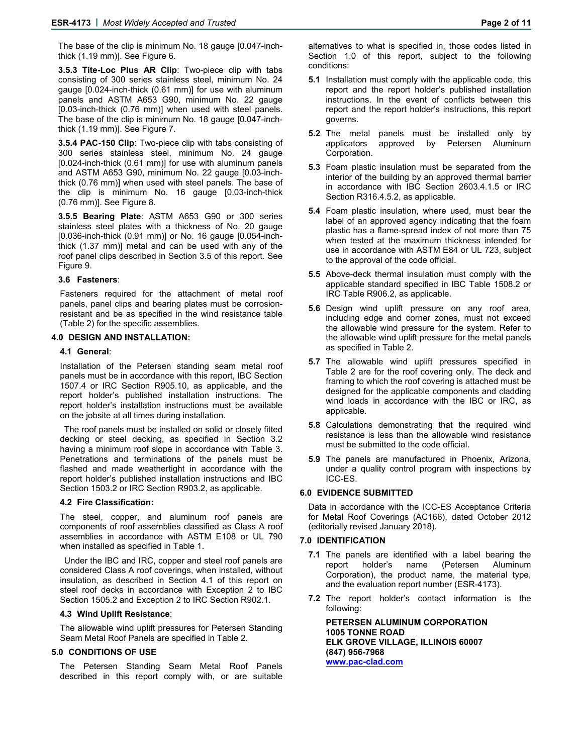The base of the clip is minimum No. 18 gauge [0.047-inch-thick (1.19 mm)]. See Figure 6.

**3.5.3 Tite-Loc Plus AR Clip**: Two-piece clip with tabs consisting of 300 series stainless steel, minimum No. 24 gauge [0.024-inch-thick (0.61 mm)] for use with aluminum panels and ASTM A653 G90, minimum No. 22 gauge [0.03-inch-thick (0.76 mm)] when used with steel panels. The base of the clip is minimum No. 18 gauge [0.047-inch-thick (1.19 mm)]. See Figure 7.

**3.5.4 PAC-150 Clip**: Two-piece clip with tabs consisting of 300 series stainless steel, minimum No. 24 gauge [0.024-inch-thick (0.61 mm)] for use with aluminum panels and ASTM A653 G90, minimum No. 22 gauge [0.03-inch-thick (0.76 mm)] when used with steel panels. The base of the clip is minimum No. 16 gauge [0.03-inch-thick (0.76 mm)]. See Figure 8.

**3.5.5 Bearing Plate**: ASTM A653 G90 or 300 series stainless steel plates with a thickness of No. 20 gauge [0.036-inch-thick (0.91 mm)] or No. 16 gauge [0.054-inch-thick (1.37 mm)] metal and can be used with any of the roof panel clips described in Section 3.5 of this report. See Figure 9.

### 3.6 Fasteners:

Fasteners required for the attachment of metal roof panels, panel clips and bearing plates must be corrosion-resistant and be as specified in the wind resistance table (Table 2) for the specific assemblies.

## 4.0 DESIGN AND INSTALLATION:

### 4.1 General:

Installation of the Petersen standing seam metal roof panels must be in accordance with this report, IBC Section 1507.4 or IRC Section R905.10, as applicable, and the report holder's published installation instructions. The report holder's installation instructions must be available on the jobsite at all times during installation.

The roof panels must be installed on solid or closely fitted decking or steel decking, as specified in Section 3.2 having a minimum roof slope in accordance with Table 3. Penetrations and terminations of the panels must be flashed and made weathertight in accordance with the report holder's published installation instructions and IBC Section 1503.2 or IRC Section R903.2, as applicable.

### 4.2 Fire Classification:

The steel, copper, and aluminum roof panels are components of roof assemblies classified as Class A roof assemblies in accordance with ASTM E108 or UL 790 when installed as specified in Table 1.

Under the IBC and IRC, copper and steel roof panels are considered Class A roof coverings, when installed, without insulation, as described in Section 4.1 of this report on steel roof decks in accordance with Exception 2 to IBC Section 1505.2 and Exception 2 to IRC Section R902.1.

### 4.3 Wind Uplift Resistance:

The allowable wind uplift pressures for Petersen Standing Seam Metal Roof Panels are specified in Table 2.

## 5.0 CONDITIONS OF USE

The Petersen Standing Seam Metal Roof Panels described in this report comply with, or are suitable alternatives to what is specified in, those codes listed in Section 1.0 of this report, subject to the following conditions:

**5.1** Installation must comply with the applicable code, this report and the report holder's published installation instructions. In the event of conflicts between this report and the report holder's instructions, this report governs.

**5.2** The metal panels must be installed only by applicators approved by Petersen Aluminum Corporation.

**5.3** Foam plastic insulation must be separated from the interior of the building by an approved thermal barrier in accordance with IBC Section 2603.4.1.5 or IRC Section R316.4.5.2, as applicable.

**5.4** Foam plastic insulation, where used, must bear the label of an approved agency indicating that the foam plastic has a flame-spread index of not more than 75 when tested at the maximum thickness intended for use in accordance with ASTM E84 or UL 723, subject to the approval of the code official.

**5.5** Above-deck thermal insulation must comply with the applicable standard specified in IBC Table 1508.2 or IRC Table R906.2, as applicable.

**5.6** Design wind uplift pressure on any roof area, including edge and corner zones, must not exceed the allowable wind pressure for the system. Refer to the allowable wind uplift pressure for the metal panels as specified in Table 2.

**5.7** The allowable wind uplift pressures specified in Table 2 are for the roof covering only. The deck and framing to which the roof covering is attached must be designed for the applicable components and cladding wind loads in accordance with the IBC or IRC, as applicable.

**5.8** Calculations demonstrating that the required wind resistance is less than the allowable wind resistance must be submitted to the code official.

**5.9** The panels are manufactured in Phoenix, Arizona, under a quality control program with inspections by ICC-ES.

## 6.0 EVIDENCE SUBMITTED

Data in accordance with the ICC-ES Acceptance Criteria for Metal Roof Coverings (AC166), dated October 2012 (editorially revised January 2018).

## 7.0 IDENTIFICATION

**7.1** The panels are identified with a label bearing the report holder's name (Petersen Aluminum Corporation), the product name, the material type, and the evaluation report number (ESR-4173).

**7.2** The report holder's contact information is the following:

**PETERSEN ALUMINUM CORPORATION**
**1005 TONNE ROAD**
**ELK GROVE VILLAGE, ILLINOIS 60007**
**(847) 956-7968**
**www.pac-clad.com**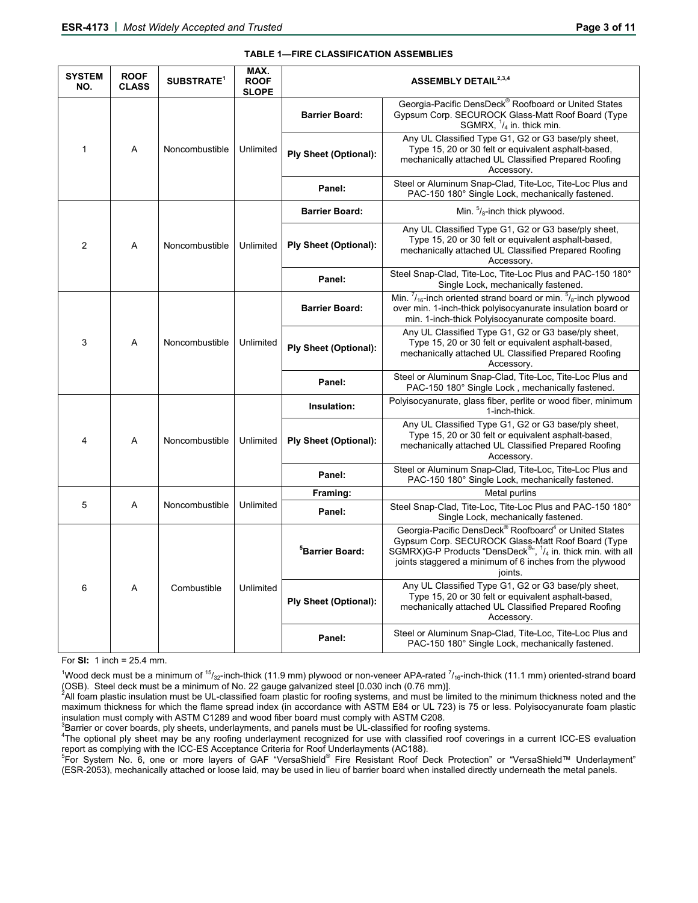**TABLE 1—FIRE CLASSIFICATION ASSEMBLIES**

| SYSTEM NO. | ROOF CLASS | SUBSTRATE[1] | MAX. ROOF SLOPE | ASSEMBLY DETAIL[2,3,4] | |
|---|---|---|---|---|---|
| 1 | A | Noncombustible | Unlimited | **Barrier Board:** | Georgia-Pacific DensDeck® Roofboard or United States Gypsum Corp. SECUROCK Glass-Matt Roof Board (Type SGMRX, $^{1}/_{4}$ in. thick min. |
| | | | | **Ply Sheet (Optional):** | Any UL Classified Type G1, G2 or G3 base/ply sheet, Type 15, 20 or 30 felt or equivalent asphalt-based, mechanically attached UL Classified Prepared Roofing Accessory. |
| | | | | **Panel:** | Steel or Aluminum Snap-Clad, Tite-Loc, Tite-Loc Plus and PAC-150 180° Single Lock, mechanically fastened. |
| 2 | A | Noncombustible | Unlimited | **Barrier Board:** | Min. $^{5}/_{8}$-inch thick plywood. |
| | | | | **Ply Sheet (Optional):** | Any UL Classified Type G1, G2 or G3 base/ply sheet, Type 15, 20 or 30 felt or equivalent asphalt-based, mechanically attached UL Classified Prepared Roofing Accessory. |
| | | | | **Panel:** | Steel Snap-Clad, Tite-Loc, Tite-Loc Plus and PAC-150 180° Single Lock, mechanically fastened. |
| 3 | A | Noncombustible | Unlimited | **Barrier Board:** | Min. $^{7}/_{16}$-inch oriented strand board or min. $^{5}/_{8}$-inch plywood over min. 1-inch-thick polyisocyanurate insulation board or min. 1-inch-thick Polyisocyanurate composite board. |
| | | | | **Ply Sheet (Optional):** | Any UL Classified Type G1, G2 or G3 base/ply sheet, Type 15, 20 or 30 felt or equivalent asphalt-based, mechanically attached UL Classified Prepared Roofing Accessory. |
| | | | | **Panel:** | Steel or Aluminum Snap-Clad, Tite-Loc, Tite-Loc Plus and PAC-150 180° Single Lock , mechanically fastened. |
| 4 | A | Noncombustible | Unlimited | **Insulation:** | Polyisocyanurate, glass fiber, perlite or wood fiber, minimum 1-inch-thick. |
| | | | | **Ply Sheet (Optional):** | Any UL Classified Type G1, G2 or G3 base/ply sheet, Type 15, 20 or 30 felt or equivalent asphalt-based, mechanically attached UL Classified Prepared Roofing Accessory. |
| | | | | **Panel:** | Steel or Aluminum Snap-Clad, Tite-Loc, Tite-Loc Plus and PAC-150 180° Single Lock, mechanically fastened. |
| 5 | A | Noncombustible | Unlimited | **Framing:** | Metal purlins |
| | | | | **Panel:** | Steel Snap-Clad, Tite-Loc, Tite-Loc Plus and PAC-150 180° Single Lock, mechanically fastened. |
| 6 | A | Combustible | Unlimited | **[5]Barrier Board:** | Georgia-Pacific DensDeck® Roofboard[4] or United States Gypsum Corp. SECUROCK Glass-Matt Roof Board (Type SGMRX)G-P Products "DensDeck®", $^{1}/_{4}$ in. thick min. with all joints staggered a minimum of 6 inches from the plywood joints. |
| | | | | **Ply Sheet (Optional):** | Any UL Classified Type G1, G2 or G3 base/ply sheet, Type 15, 20 or 30 felt or equivalent asphalt-based, mechanically attached UL Classified Prepared Roofing Accessory. |
| | | | | **Panel:** | Steel or Aluminum Snap-Clad, Tite-Loc, Tite-Loc Plus and PAC-150 180° Single Lock, mechanically fastened. |

For **SI:** 1 inch = 25.4 mm.

[1]Wood deck must be a minimum of $^{15}/_{32}$-inch-thick (11.9 mm) plywood or non-veneer APA-rated $^{7}/_{16}$-inch-thick (11.1 mm) oriented-strand board (OSB). Steel deck must be a minimum of No. 22 gauge galvanized steel [0.030 inch (0.76 mm)].

[2]All foam plastic insulation must be UL-classified foam plastic for roofing systems, and must be limited to the minimum thickness noted and the maximum thickness for which the flame spread index (in accordance with ASTM E84 or UL 723) is 75 or less. Polyisocyanurate foam plastic insulation must comply with ASTM C1289 and wood fiber board must comply with ASTM C208.

[3]Barrier or cover boards, ply sheets, underlayments, and panels must be UL-classified for roofing systems.

[4]The optional ply sheet may be any roofing underlayment recognized for use with classified roof coverings in a current ICC-ES evaluation report as complying with the ICC-ES Acceptance Criteria for Roof Underlayments (AC188).

[5]For System No. 6, one or more layers of GAF "VersaShield® Fire Resistant Roof Deck Protection" or "VersaShield™ Underlayment" (ESR-2053), mechanically attached or loose laid, may be used in lieu of barrier board when installed directly underneath the metal panels.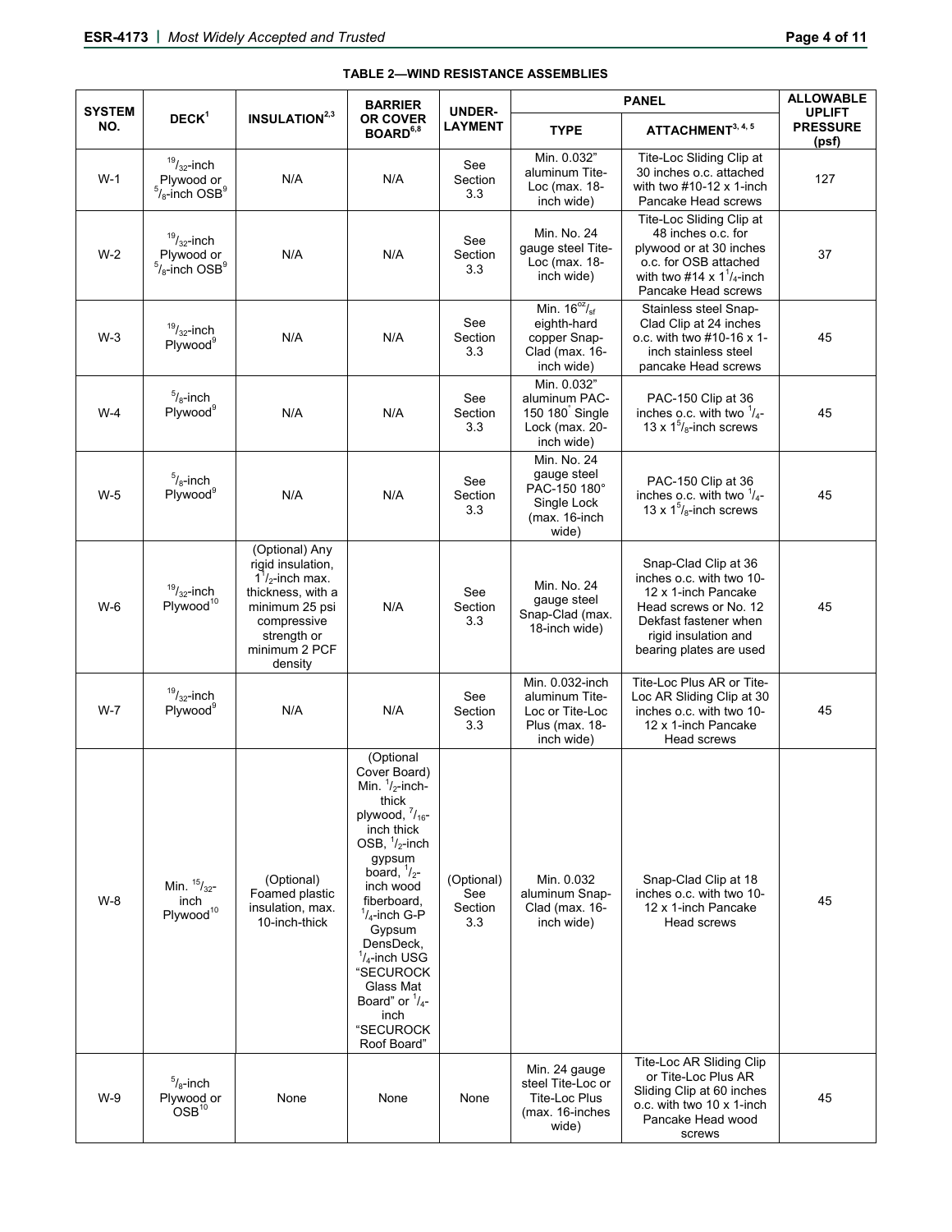**TABLE 2—WIND RESISTANCE ASSEMBLIES**

| SYSTEM NO. | DECK[1] | INSULATION[2,3] | BARRIER OR COVER BOARD[6,8] | UNDER-LAYMENT | PANEL | | ALLOWABLE UPLIFT PRESSURE (psf) |
|---|---|---|---|---|---|---|---|
| | | | | | TYPE | ATTACHMENT[3, 4, 5] | |
| W-1 | $^{19}/_{32}$-inch Plywood or $^{5}/_{8}$-inch OSB[9] | N/A | N/A | See Section 3.3 | Min. 0.032" aluminum Tite-Loc (max. 18-inch wide) | Tite-Loc Sliding Clip at 30 inches o.c. attached with two #10-12 x 1-inch Pancake Head screws | 127 |
| W-2 | $^{19}/_{32}$-inch Plywood or $^{5}/_{8}$-inch OSB[9] | N/A | N/A | See Section 3.3 | Min. No. 24 gauge steel Tite-Loc (max. 18-inch wide) | Tite-Loc Sliding Clip at 48 inches o.c. for plywood or at 30 inches o.c. for OSB attached with two #14 x 1$^{1}/_{4}$-inch Pancake Head screws | 37 |
| W-3 | $^{19}/_{32}$-inch Plywood[9] | N/A | N/A | See Section 3.3 | Min. 16$^{oz}/_{sf}$ eighth-hard copper Snap-Clad (max. 16-inch wide) | Stainless steel Snap-Clad Clip at 24 inches o.c. with two #10-16 x 1-inch stainless steel pancake Head screws | 45 |
| W-4 | $^{5}/_{8}$-inch Plywood[9] | N/A | N/A | See Section 3.3 | Min. 0.032" aluminum PAC-150 180° Single Lock (max. 20-inch wide) | PAC-150 Clip at 36 inches o.c. with two $^{1}/_{4}$-13 x 1$^{5}/_{8}$-inch screws | 45 |
| W-5 | $^{5}/_{8}$-inch Plywood[9] | N/A | N/A | See Section 3.3 | Min. No. 24 gauge steel PAC-150 180° Single Lock (max. 16-inch wide) | PAC-150 Clip at 36 inches o.c. with two $^{1}/_{4}$-13 x 1$^{5}/_{8}$-inch screws | 45 |
| W-6 | $^{19}/_{32}$-inch Plywood[10] | (Optional) Any rigid insulation, 1$^{1}/_{2}$-inch max. thickness, with a minimum 25 psi compressive strength or minimum 2 PCF density | N/A | See Section 3.3 | Min. No. 24 gauge steel Snap-Clad (max. 18-inch wide) | Snap-Clad Clip at 36 inches o.c. with two 10-12 x 1-inch Pancake Head screws or No. 12 Dekfast fastener when rigid insulation and bearing plates are used | 45 |
| W-7 | $^{19}/_{32}$-inch Plywood[9] | N/A | N/A | See Section 3.3 | Min. 0.032-inch aluminum Tite-Loc or Tite-Loc Plus (max. 18-inch wide) | Tite-Loc Plus AR or Tite-Loc AR Sliding Clip at 30 inches o.c. with two 10-12 x 1-inch Pancake Head screws | 45 |
| W-8 | Min. $^{15}/_{32}$-inch Plywood[10] | (Optional) Foamed plastic insulation, max. 10-inch-thick | (Optional Cover Board) Min. $^{1}/_{2}$-inch-thick plywood, $^{7}/_{16}$-inch thick OSB, $^{1}/_{2}$-inch gypsum board, $^{1}/_{2}$-inch wood fiberboard, $^{1}/_{4}$-inch G-P Gypsum DensDeck, $^{1}/_{4}$-inch USG "SECUROCK Glass Mat Board" or $^{1}/_{4}$-inch "SECUROCK Roof Board" | (Optional) See Section 3.3 | Min. 0.032 aluminum Snap-Clad (max. 16-inch wide) | Snap-Clad Clip at 18 inches o.c. with two 10-12 x 1-inch Pancake Head screws | 45 |
| W-9 | $^{5}/_{8}$-inch Plywood or OSB[10] | None | None | None | Min. 24 gauge steel Tite-Loc or Tite-Loc Plus (max. 16-inches wide) | Tite-Loc AR Sliding Clip or Tite-Loc Plus AR Sliding Clip at 60 inches o.c. with two 10 x 1-inch Pancake Head wood screws | 45 |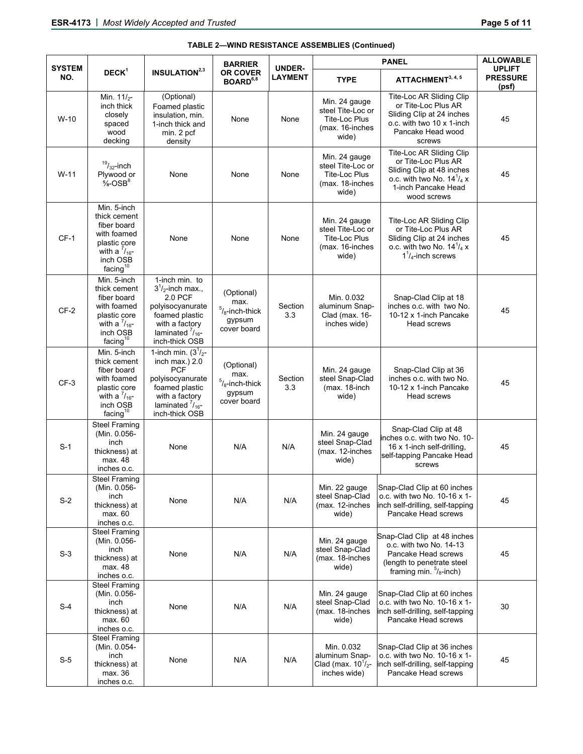**TABLE 2—WIND RESISTANCE ASSEMBLIES (Continued)**

| SYSTEM NO. | DECK[1] | INSULATION[2,3] | BARRIER OR COVER BOARD[6,8] | UNDER-LAYMENT | PANEL | | ALLOWABLE UPLIFT PRESSURE (psf) |
|---|---|---|---|---|---|---|---|
| | | | | | TYPE | ATTACHMENT[3, 4, 5] | |
| W-10 | Min. 1$^1/_2$-inch thick closely spaced wood decking | (Optional) Foamed plastic insulation, min. 1-inch thick and min. 2 pcf density | None | None | Min. 24 gauge steel Tite-Loc or Tite-Loc Plus (max. 16-inches wide) | Tite-Loc AR Sliding Clip or Tite-Loc Plus AR Sliding Clip at 24 inches o.c. with two 10 x 1-inch Pancake Head wood screws | 45 |
| W-11 | $^{19}/_{32}$-inch Plywood or ⅝-OSB[8] | None | None | None | Min. 24 gauge steel Tite-Loc or Tite-Loc Plus (max. 18-inches wide) | Tite-Loc AR Sliding Clip or Tite-Loc Plus AR Sliding Clip at 48 inches o.c. with two No. 14$^1/_4$ x 1-inch Pancake Head wood screws | 45 |
| CF-1 | Min. 5-inch thick cement fiber board with foamed plastic core with a $^7/_{16}$-inch OSB facing[10] | None | None | None | Min. 24 gauge steel Tite-Loc or Tite-Loc Plus (max. 16-inches wide) | Tite-Loc AR Sliding Clip or Tite-Loc Plus AR Sliding Clip at 24 inches o.c. with two No. 14$^1/_4$ x 1$^1/_4$-inch screws | 45 |
| CF-2 | Min. 5-inch thick cement fiber board with foamed plastic core with a $^7/_{16}$-inch OSB facing[10] | 1-inch min. to 3$^1/_2$-inch max., 2.0 PCF polyisocyanurate foamed plastic with a factory laminated $^7/_{16}$-inch-thick OSB | (Optional) max. $^5/_8$-inch-thick gypsum cover board | Section 3.3 | Min. 0.032 aluminum Snap-Clad (max. 16-inches wide) | Snap-Clad Clip at 18 inches o.c. with two No. 10-12 x 1-inch Pancake Head screws | 45 |
| CF-3 | Min. 5-inch thick cement fiber board with foamed plastic core with a $^7/_{16}$-inch OSB facing[10] | 1-inch min. (3$^1/_2$-inch max.) 2.0 PCF polyisocyanurate foamed plastic with a factory laminated $^7/_{16}$-inch-thick OSB | (Optional) max. $^5/_8$-inch-thick gypsum cover board | Section 3.3 | Min. 24 gauge steel Snap-Clad (max. 18-inch wide) | Snap-Clad Clip at 36 inches o.c. with two No. 10-12 x 1-inch Pancake Head screws | 45 |
| S-1 | Steel Framing (Min. 0.056-inch thickness) at max. 48 inches o.c. | None | N/A | N/A | Min. 24 gauge steel Snap-Clad (max. 12-inches wide) | Snap-Clad Clip at 48 inches o.c. with two No. 10-16 x 1-inch self-drilling, self-tapping Pancake Head screws | 45 |
| S-2 | Steel Framing (Min. 0.056-inch thickness) at max. 60 inches o.c. | None | N/A | N/A | Min. 22 gauge steel Snap-Clad (max. 12-inches wide) | Snap-Clad Clip at 60 inches o.c. with two No. 10-16 x 1-inch self-drilling, self-tapping Pancake Head screws | 45 |
| S-3 | Steel Framing (Min. 0.056-inch thickness) at max. 48 inches o.c. | None | N/A | N/A | Min. 24 gauge steel Snap-Clad (max. 18-inches wide) | Snap-Clad Clip at 48 inches o.c. with two No. 14-13 Pancake Head screws (length to penetrate steel framing min. $^5/_8$-inch) | 45 |
| S-4 | Steel Framing (Min. 0.056-inch thickness) at max. 60 inches o.c. | None | N/A | N/A | Min. 24 gauge steel Snap-Clad (max. 18-inches wide) | Snap-Clad Clip at 60 inches o.c. with two No. 10-16 x 1-inch self-drilling, self-tapping Pancake Head screws | 30 |
| S-5 | Steel Framing (Min. 0.054-inch thickness) at max. 36 inches o.c. | None | N/A | N/A | Min. 0.032 aluminum Snap-Clad (max. 10$^1/_2$-inches wide) | Snap-Clad Clip at 36 inches o.c. with two No. 10-16 x 1-inch self-drilling, self-tapping Pancake Head screws | 45 |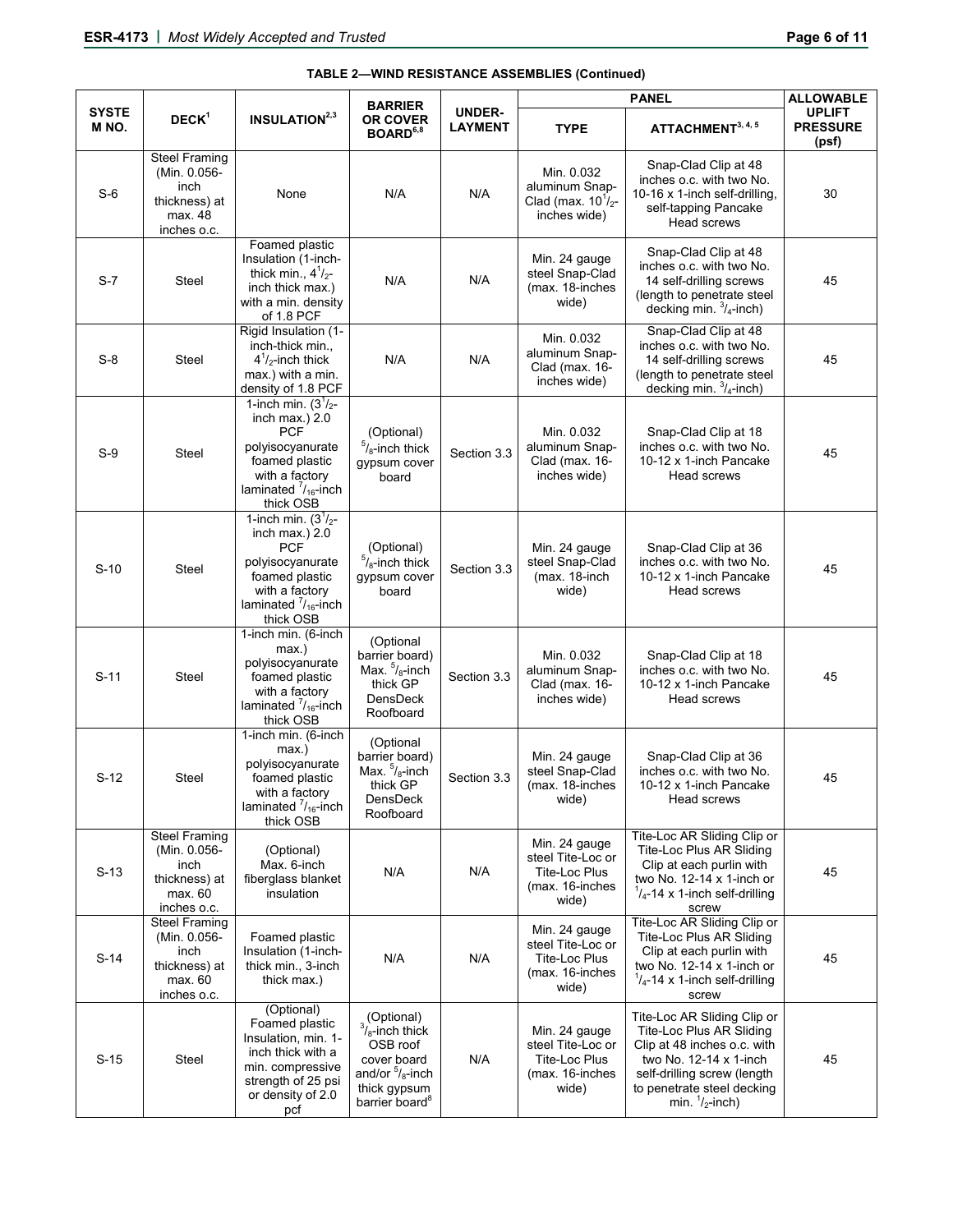**TABLE 2—WIND RESISTANCE ASSEMBLIES (Continued)**

| SYSTEM NO. | DECK[1] | INSULATION[2,3] | BARRIER OR COVER BOARD[6,8] | UNDER-LAYMENT | PANEL | | ALLOWABLE UPLIFT PRESSURE (psf) |
|---|---|---|---|---|---|---|---|
| | | | | | TYPE | ATTACHMENT[3, 4, 5] | |
| S-6 | Steel Framing (Min. 0.056-inch thickness) at max. 48 inches o.c. | None | N/A | N/A | Min. 0.032 aluminum Snap-Clad (max. 10$^1/_2$-inches wide) | Snap-Clad Clip at 48 inches o.c. with two No. 10-16 x 1-inch self-drilling, self-tapping Pancake Head screws | 30 |
| S-7 | Steel | Foamed plastic Insulation (1-inch-thick min., 4$^1/_2$-inch thick max.) with a min. density of 1.8 PCF | N/A | N/A | Min. 24 gauge steel Snap-Clad (max. 18-inches wide) | Snap-Clad Clip at 48 inches o.c. with two No. 14 self-drilling screws (length to penetrate steel decking min. $^3/_4$-inch) | 45 |
| S-8 | Steel | Rigid Insulation (1-inch-thick min., 4$^1/_2$-inch thick max.) with a min. density of 1.8 PCF | N/A | N/A | Min. 0.032 aluminum Snap-Clad (max. 16-inches wide) | Snap-Clad Clip at 48 inches o.c. with two No. 14 self-drilling screws (length to penetrate steel decking min. $^3/_4$-inch) | 45 |
| S-9 | Steel | 1-inch min. (3$^1/_2$-inch max.) 2.0 PCF polyisocyanurate foamed plastic with a factory laminated $^7/_{16}$-inch thick OSB | (Optional) $^5/_8$-inch thick gypsum cover board | Section 3.3 | Min. 0.032 aluminum Snap-Clad (max. 16-inches wide) | Snap-Clad Clip at 18 inches o.c. with two No. 10-12 x 1-inch Pancake Head screws | 45 |
| S-10 | Steel | 1-inch min. (3$^1/_2$-inch max.) 2.0 PCF polyisocyanurate foamed plastic with a factory laminated $^7/_{16}$-inch thick OSB | (Optional) $^5/_8$-inch thick gypsum cover board | Section 3.3 | Min. 24 gauge steel Snap-Clad (max. 18-inch wide) | Snap-Clad Clip at 36 inches o.c. with two No. 10-12 x 1-inch Pancake Head screws | 45 |
| S-11 | Steel | 1-inch min. (6-inch max.) polyisocyanurate foamed plastic with a factory laminated $^7/_{16}$-inch thick OSB | (Optional barrier board) Max. $^5/_8$-inch thick GP DensDeck Roofboard | Section 3.3 | Min. 0.032 aluminum Snap-Clad (max. 16-inches wide) | Snap-Clad Clip at 18 inches o.c. with two No. 10-12 x 1-inch Pancake Head screws | 45 |
| S-12 | Steel | 1-inch min. (6-inch max.) polyisocyanurate foamed plastic with a factory laminated $^7/_{16}$-inch thick OSB | (Optional barrier board) Max. $^5/_8$-inch thick GP DensDeck Roofboard | Section 3.3 | Min. 24 gauge steel Snap-Clad (max. 18-inches wide) | Snap-Clad Clip at 36 inches o.c. with two No. 10-12 x 1-inch Pancake Head screws | 45 |
| S-13 | Steel Framing (Min. 0.056-inch thickness) at max. 60 inches o.c. | (Optional) Max. 6-inch fiberglass blanket insulation | N/A | N/A | Min. 24 gauge steel Tite-Loc or Tite-Loc Plus (max. 16-inches wide) | Tite-Loc AR Sliding Clip or Tite-Loc Plus AR Sliding Clip at each purlin with two No. 12-14 x 1-inch or $^1/_4$-14 x 1-inch self-drilling screw | 45 |
| S-14 | Steel Framing (Min. 0.056-inch thickness) at max. 60 inches o.c. | Foamed plastic Insulation (1-inch-thick min., 3-inch thick max.) | N/A | N/A | Min. 24 gauge steel Tite-Loc or Tite-Loc Plus (max. 16-inches wide) | Tite-Loc AR Sliding Clip or Tite-Loc Plus AR Sliding Clip at each purlin with two No. 12-14 x 1-inch or $^1/_4$-14 x 1-inch self-drilling screw | 45 |
| S-15 | Steel | (Optional) Foamed plastic Insulation, min. 1-inch thick with a min. compressive strength of 25 psi or density of 2.0 pcf | (Optional) $^3/_8$-inch thick OSB roof cover board and/or $^5/_8$-inch thick gypsum barrier board[8] | N/A | Min. 24 gauge steel Tite-Loc or Tite-Loc Plus (max. 16-inches wide) | Tite-Loc AR Sliding Clip or Tite-Loc Plus AR Sliding Clip at 48 inches o.c. with two No. 12-14 x 1-inch self-drilling screw (length to penetrate steel decking min. $^1/_2$-inch) | 45 |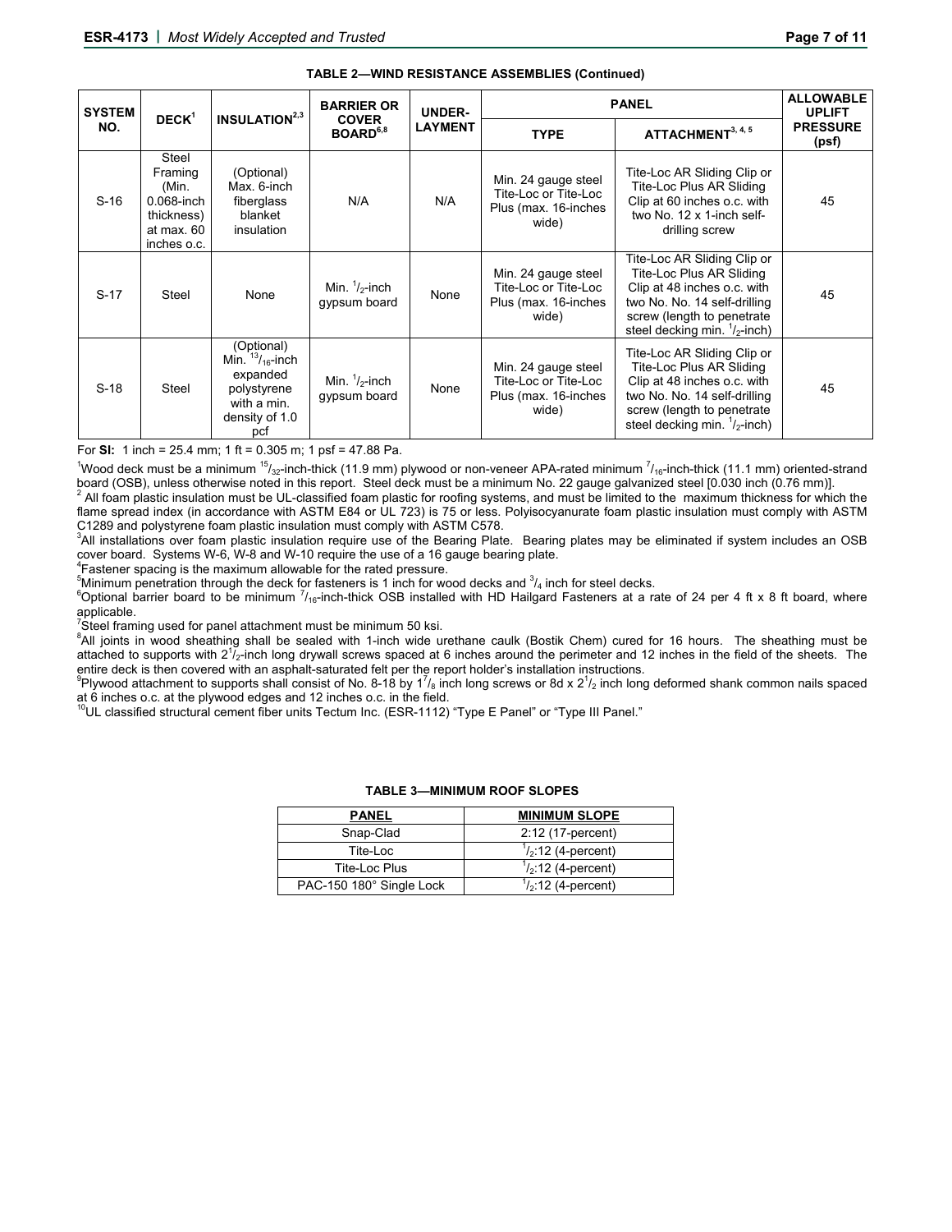**TABLE 2—WIND RESISTANCE ASSEMBLIES (Continued)**

| SYSTEM NO. | DECK[1] | INSULATION[2,3] | BARRIER OR COVER BOARD[6,8] | UNDER-LAYMENT | PANEL | | ALLOWABLE UPLIFT PRESSURE (psf) |
|---|---|---|---|---|---|---|---|
| | | | | | TYPE | ATTACHMENT[3, 4, 5] | |
| S-16 | Steel Framing (Min. 0.068-inch thickness) at max. 60 inches o.c. | (Optional) Max. 6-inch fiberglass blanket insulation | N/A | N/A | Min. 24 gauge steel Tite-Loc or Tite-Loc Plus (max. 16-inches wide) | Tite-Loc AR Sliding Clip or Tite-Loc Plus AR Sliding Clip at 60 inches o.c. with two No. 12 x 1-inch self-drilling screw | 45 |
| S-17 | Steel | None | Min. $^{1}/_{2}$-inch gypsum board | None | Min. 24 gauge steel Tite-Loc or Tite-Loc Plus (max. 16-inches wide) | Tite-Loc AR Sliding Clip or Tite-Loc Plus AR Sliding Clip at 48 inches o.c. with two No. No. 14 self-drilling screw (length to penetrate steel decking min. $^{1}/_{2}$-inch) | 45 |
| S-18 | Steel | (Optional) Min. $^{13}/_{16}$-inch expanded polystyrene with a min. density of 1.0 pcf | Min. $^{1}/_{2}$-inch gypsum board | None | Min. 24 gauge steel Tite-Loc or Tite-Loc Plus (max. 16-inches wide) | Tite-Loc AR Sliding Clip or Tite-Loc Plus AR Sliding Clip at 48 inches o.c. with two No. No. 14 self-drilling screw (length to penetrate steel decking min. $^{1}/_{2}$-inch) | 45 |

For **SI:** 1 inch = 25.4 mm; 1 ft = 0.305 m; 1 psf = 47.88 Pa.

[1]Wood deck must be a minimum $^{15}/_{32}$-inch-thick (11.9 mm) plywood or non-veneer APA-rated minimum $^{7}/_{16}$-inch-thick (11.1 mm) oriented-strand board (OSB), unless otherwise noted in this report. Steel deck must be a minimum No. 22 gauge galvanized steel [0.030 inch (0.76 mm)].

[2] All foam plastic insulation must be UL-classified foam plastic for roofing systems, and must be limited to the maximum thickness for which the flame spread index (in accordance with ASTM E84 or UL 723) is 75 or less. Polyisocyanurate foam plastic insulation must comply with ASTM C1289 and polystyrene foam plastic insulation must comply with ASTM C578.

[3]All installations over foam plastic insulation require use of the Bearing Plate. Bearing plates may be eliminated if system includes an OSB cover board. Systems W-6, W-8 and W-10 require the use of a 16 gauge bearing plate.

[4]Fastener spacing is the maximum allowable for the rated pressure.

[5]Minimum penetration through the deck for fasteners is 1 inch for wood decks and $^{3}/_{4}$ inch for steel decks.

[6]Optional barrier board to be minimum $^{7}/_{16}$-inch-thick OSB installed with HD Hailgard Fasteners at a rate of 24 per 4 ft x 8 ft board, where applicable.

[7]Steel framing used for panel attachment must be minimum 50 ksi.

[8]All joints in wood sheathing shall be sealed with 1-inch wide urethane caulk (Bostik Chem) cured for 16 hours. The sheathing must be attached to supports with $2^{1}/_{2}$-inch long drywall screws spaced at 6 inches around the perimeter and 12 inches in the field of the sheets. The entire deck is then covered with an asphalt-saturated felt per the report holder's installation instructions.

[9]Plywood attachment to supports shall consist of No. 8-18 by $1^{7}/_{8}$ inch long screws or 8d x $2^{1}/_{2}$ inch long deformed shank common nails spaced at 6 inches o.c. at the plywood edges and 12 inches o.c. in the field.

[10]UL classified structural cement fiber units Tectum Inc. (ESR-1112) "Type E Panel" or "Type III Panel."

**TABLE 3—MINIMUM ROOF SLOPES**

| PANEL | MINIMUM SLOPE |
|---|---|
| Snap-Clad | 2:12 (17-percent) |
| Tite-Loc | $^{1}/_{2}$:12 (4-percent) |
| Tite-Loc Plus | $^{1}/_{2}$:12 (4-percent) |
| PAC-150 180° Single Lock | $^{1}/_{2}$:12 (4-percent) |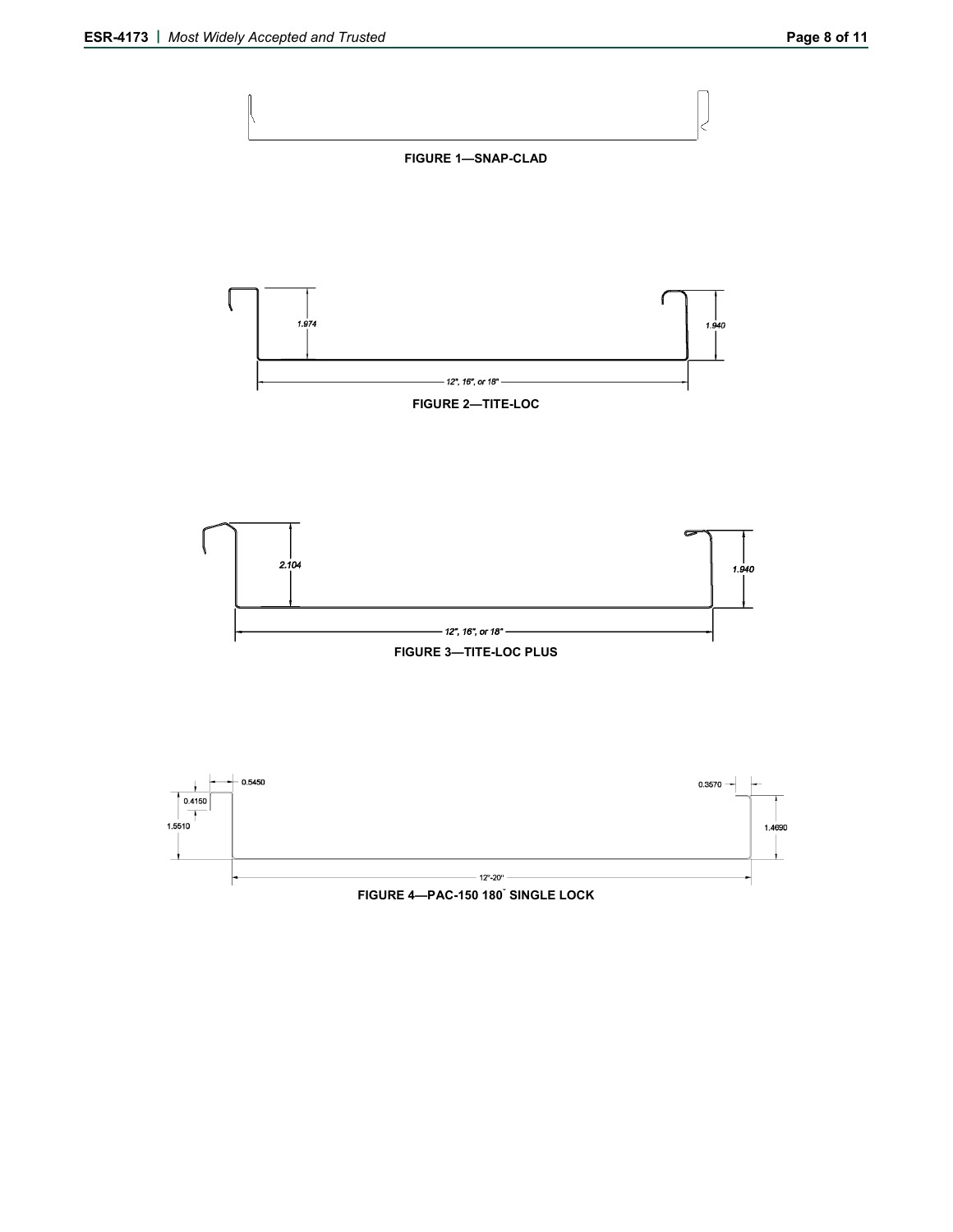FIGURE 1—SNAP-CLAD

1.974

1.940

12", 16", or 18"

FIGURE 2—TITE-LOC

2.104

1.940

12", 16", or 18"

FIGURE 3—TITE-LOC PLUS

0.5450

0.4150

1.5510

0.3570

1.4690

12"-20"

FIGURE 4—PAC-150 180˚ SINGLE LOCK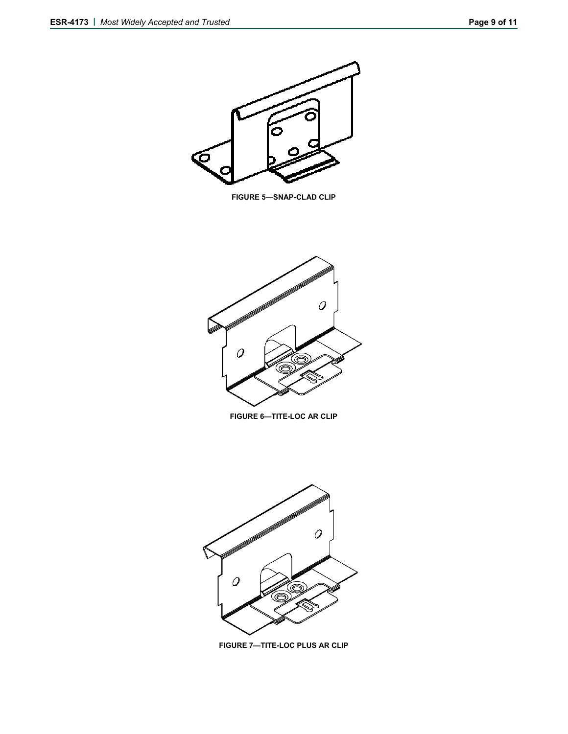FIGURE 5—SNAP-CLAD CLIP

FIGURE 6—TITE-LOC AR CLIP

FIGURE 7—TITE-LOC PLUS AR CLIP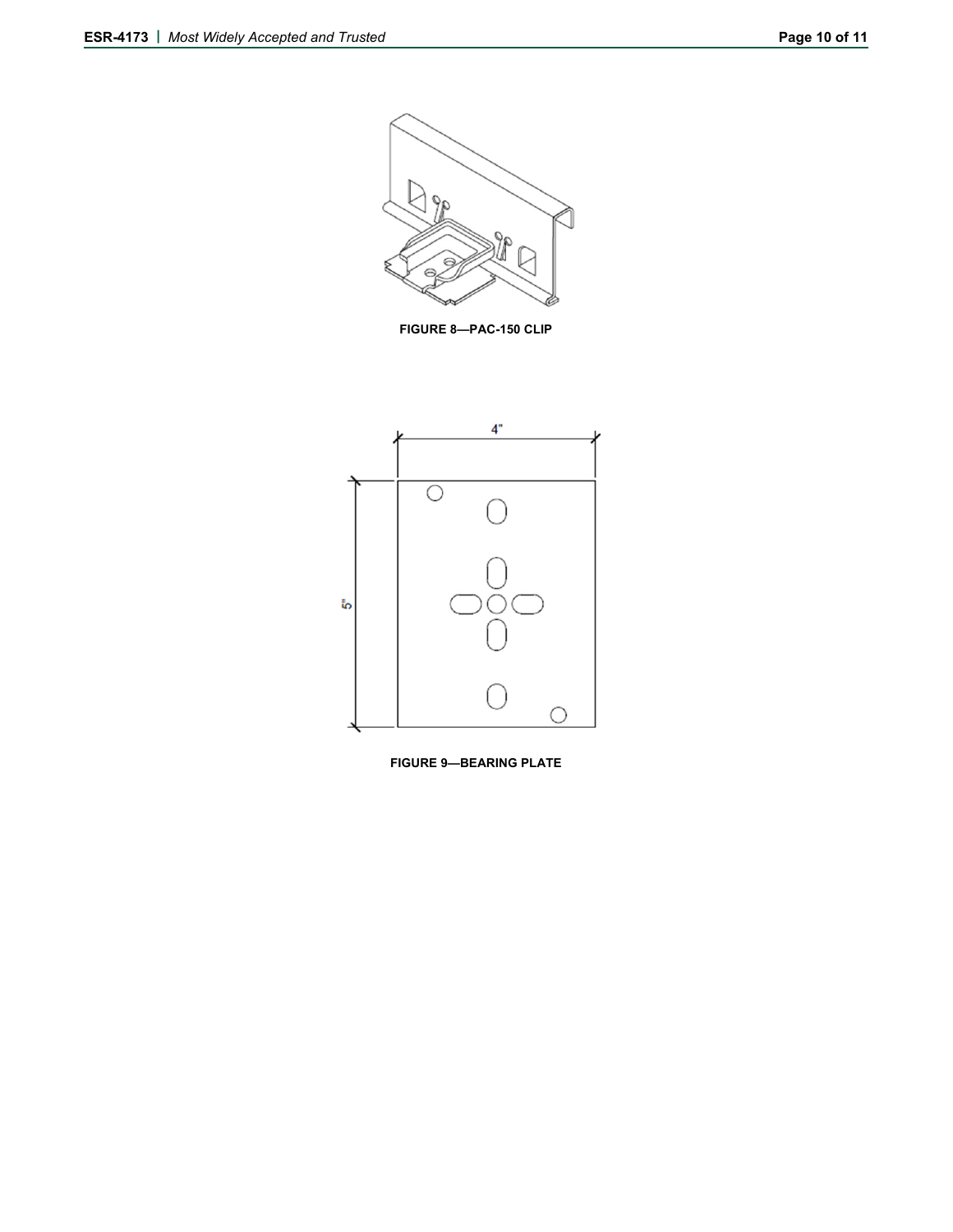**FIGURE 8—PAC-150 CLIP**

4"

5"

**FIGURE 9—BEARING PLATE**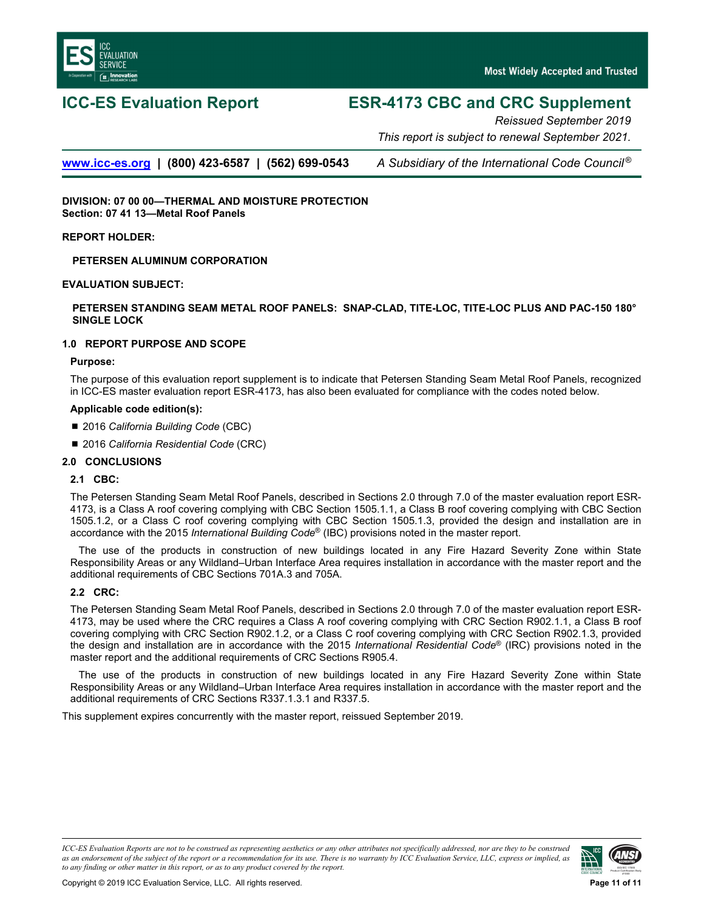# ICC-ES Evaluation Report

# ESR-4173 CBC and CRC Supplement

*Reissued September 2019*

*This report is subject to renewal September 2021.*

www.icc-es.org | (800) 423-6587 | (562) 699-0543 *A Subsidiary of the International Code Council®*

**DIVISION: 07 00 00—THERMAL AND MOISTURE PROTECTION**
**Section: 07 41 13—Metal Roof Panels**

**REPORT HOLDER:**

**PETERSEN ALUMINUM CORPORATION**

**EVALUATION SUBJECT:**

**PETERSEN STANDING SEAM METAL ROOF PANELS: SNAP-CLAD, TITE-LOC, TITE-LOC PLUS AND PAC-150 180° SINGLE LOCK**

## 1.0 REPORT PURPOSE AND SCOPE

**Purpose:**

The purpose of this evaluation report supplement is to indicate that Petersen Standing Seam Metal Roof Panels, recognized in ICC-ES master evaluation report ESR-4173, has also been evaluated for compliance with the codes noted below.

**Applicable code edition(s):**

- 2016 *California Building Code* (CBC)
- 2016 *California Residential Code* (CRC)

## 2.0 CONCLUSIONS

### 2.1 CBC:

The Petersen Standing Seam Metal Roof Panels, described in Sections 2.0 through 7.0 of the master evaluation report ESR-4173, is a Class A roof covering complying with CBC Section 1505.1.1, a Class B roof covering complying with CBC Section 1505.1.2, or a Class C roof covering complying with CBC Section 1505.1.3, provided the design and installation are in accordance with the 2015 *International Building Code®* (IBC) provisions noted in the master report.

The use of the products in construction of new buildings located in any Fire Hazard Severity Zone within State Responsibility Areas or any Wildland–Urban Interface Area requires installation in accordance with the master report and the additional requirements of CBC Sections 701A.3 and 705A.

### 2.2 CRC:

The Petersen Standing Seam Metal Roof Panels, described in Sections 2.0 through 7.0 of the master evaluation report ESR-4173, may be used where the CRC requires a Class A roof covering complying with CRC Section R902.1.1, a Class B roof covering complying with CRC Section R902.1.2, or a Class C roof covering complying with CRC Section R902.1.3, provided the design and installation are in accordance with the 2015 *International Residential Code®* (IRC) provisions noted in the master report and the additional requirements of CRC Sections R905.4.

The use of the products in construction of new buildings located in any Fire Hazard Severity Zone within State Responsibility Areas or any Wildland–Urban Interface Area requires installation in accordance with the master report and the additional requirements of CRC Sections R337.1.3.1 and R337.5.

This supplement expires concurrently with the master report, reissued September 2019.

*ICC-ES Evaluation Reports are not to be construed as representing aesthetics or any other attributes not specifically addressed, nor are they to be construed as an endorsement of the subject of the report or a recommendation for its use. There is no warranty by ICC Evaluation Service, LLC, express or implied, as to any finding or other matter in this report, or as to any product covered by the report.*

Copyright © 2019 ICC Evaluation Service, LLC. All rights reserved.